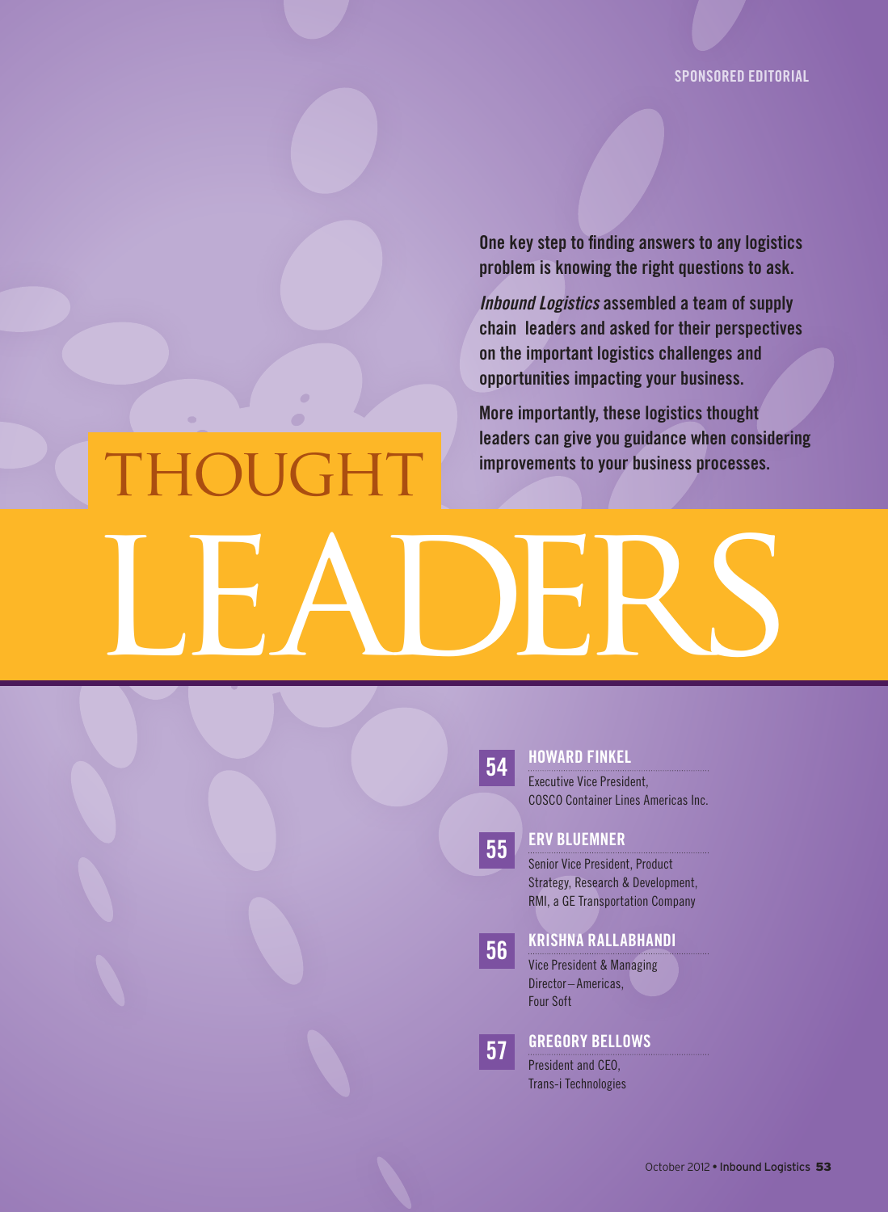SPONSORED EDITORIAL

# THOUGHT LEADERS

**One key step to finding answers to any logistics problem is knowing the right questions to ask.**

***Inbound Logistics*** **assembled a team of supply chain leaders and asked for their perspectives on the important logistics challenges and opportunities impacting your business.**

**More importantly, these logistics thought leaders can give you guidance when considering improvements to your business processes.**

**54** **HOWARD FINKEL**
Executive Vice President,
COSCO Container Lines Americas Inc.

**55** **ERV BLUEMNER**
Senior Vice President, Product Strategy, Research & Development,
RMI, a GE Transportation Company

**56** **KRISHNA RALLABHANDI**
Vice President & Managing Director–Americas,
Four Soft

**57** **GREGORY BELLOWS**
President and CEO,
Trans-i Technologies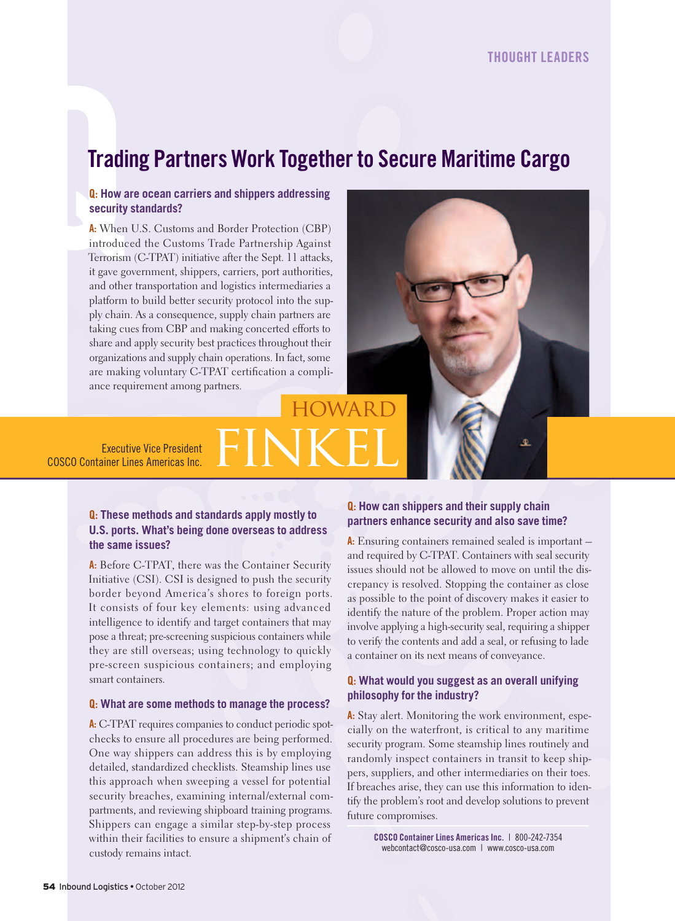# Trading Partners Work Together to Secure Maritime Cargo

**Q: How are ocean carriers and shippers addressing security standards?**

**A:** When U.S. Customs and Border Protection (CBP) introduced the Customs Trade Partnership Against Terrorism (C-TPAT) initiative after the Sept. 11 attacks, it gave government, shippers, carriers, port authorities, and other transportation and logistics intermediaries a platform to build better security protocol into the supply chain. As a consequence, supply chain partners are taking cues from CBP and making concerted efforts to share and apply security best practices throughout their organizations and supply chain operations. In fact, some are making voluntary C-TPAT certification a compliance requirement among partners.

## HOWARD FINKEL

Executive Vice President
COSCO Container Lines Americas Inc.

**Q: These methods and standards apply mostly to U.S. ports. What's being done overseas to address the same issues?**

**A:** Before C-TPAT, there was the Container Security Initiative (CSI). CSI is designed to push the security border beyond America's shores to foreign ports. It consists of four key elements: using advanced intelligence to identify and target containers that may pose a threat; pre-screening suspicious containers while they are still overseas; using technology to quickly pre-screen suspicious containers; and employing smart containers.

**Q: What are some methods to manage the process?**

**A:** C-TPAT requires companies to conduct periodic spot-checks to ensure all procedures are being performed. One way shippers can address this is by employing detailed, standardized checklists. Steamship lines use this approach when sweeping a vessel for potential security breaches, examining internal/external compartments, and reviewing shipboard training programs. Shippers can engage a similar step-by-step process within their facilities to ensure a shipment's chain of custody remains intact.

**Q: How can shippers and their supply chain partners enhance security and also save time?**

**A:** Ensuring containers remained sealed is important – and required by C-TPAT. Containers with seal security issues should not be allowed to move on until the discrepancy is resolved. Stopping the container as close as possible to the point of discovery makes it easier to identify the nature of the problem. Proper action may involve applying a high-security seal, requiring a shipper to verify the contents and add a seal, or refusing to lade a container on its next means of conveyance.

**Q: What would you suggest as an overall unifying philosophy for the industry?**

**A:** Stay alert. Monitoring the work environment, especially on the waterfront, is critical to any maritime security program. Some steamship lines routinely and randomly inspect containers in transit to keep shippers, suppliers, and other intermediaries on their toes. If breaches arise, they can use this information to identify the problem's root and develop solutions to prevent future compromises.

**COSCO Container Lines Americas Inc.** | 800-242-7354
webcontact@cosco-usa.com | www.cosco-usa.com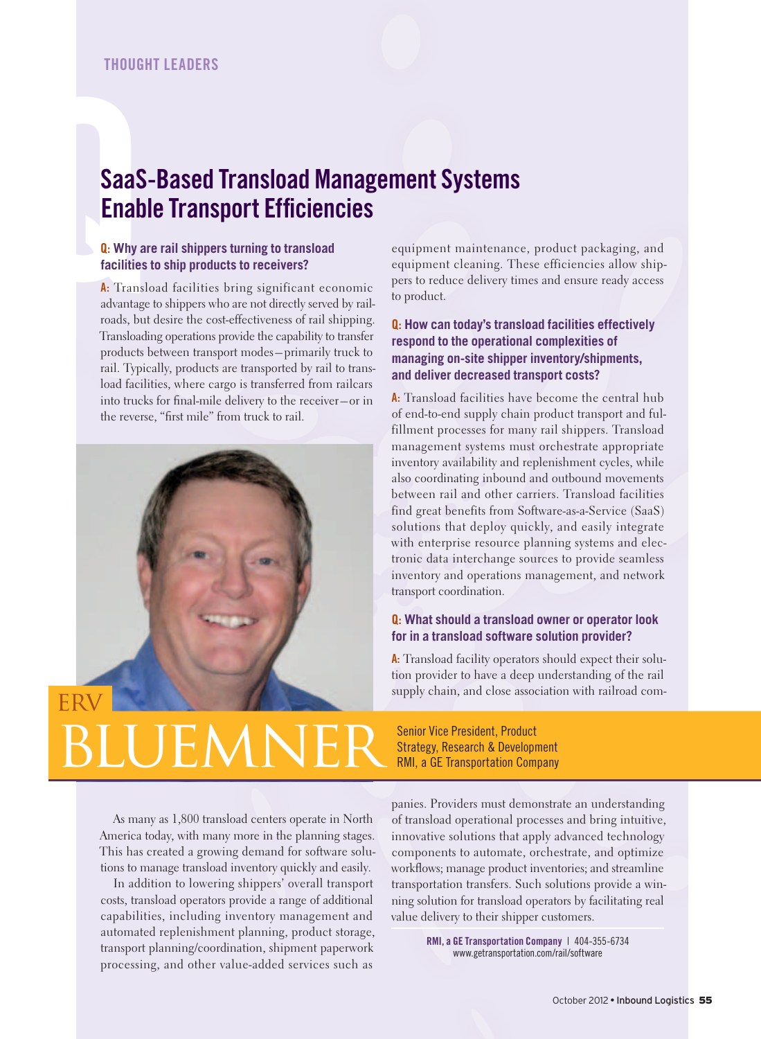THOUGHT LEADERS

# SaaS-Based Transload Management Systems Enable Transport Efficiencies

**Q: Why are rail shippers turning to transload facilities to ship products to receivers?**

**A:** Transload facilities bring significant economic advantage to shippers who are not directly served by railroads, but desire the cost-effectiveness of rail shipping. Transloading operations provide the capability to transfer products between transport modes—primarily truck to rail. Typically, products are transported by rail to transload facilities, where cargo is transferred from railcars into trucks for final-mile delivery to the receiver—or in the reverse, "first mile" from truck to rail.

ERV BLUEMNER

Senior Vice President, Product Strategy, Research & Development
RMI, a GE Transportation Company

As many as 1,800 transload centers operate in North America today, with many more in the planning stages. This has created a growing demand for software solutions to manage transload inventory quickly and easily.

In addition to lowering shippers' overall transport costs, transload operators provide a range of additional capabilities, including inventory management and automated replenishment planning, product storage, transport planning/coordination, shipment paperwork processing, and other value-added services such as equipment maintenance, product packaging, and equipment cleaning. These efficiencies allow shippers to reduce delivery times and ensure ready access to product.

**Q: How can today's transload facilities effectively respond to the operational complexities of managing on-site shipper inventory/shipments, and deliver decreased transport costs?**

**A:** Transload facilities have become the central hub of end-to-end supply chain product transport and fulfillment processes for many rail shippers. Transload management systems must orchestrate appropriate inventory availability and replenishment cycles, while also coordinating inbound and outbound movements between rail and other carriers. Transload facilities find great benefits from Software-as-a-Service (SaaS) solutions that deploy quickly, and easily integrate with enterprise resource planning systems and electronic data interchange sources to provide seamless inventory and operations management, and network transport coordination.

**Q: What should a transload owner or operator look for in a transload software solution provider?**

**A:** Transload facility operators should expect their solution provider to have a deep understanding of the rail supply chain, and close association with railroad companies. Providers must demonstrate an understanding of transload operational processes and bring intuitive, innovative solutions that apply advanced technology components to automate, orchestrate, and optimize workflows; manage product inventories; and streamline transportation transfers. Such solutions provide a winning solution for transload operators by facilitating real value delivery to their shipper customers.

**RMI, a GE Transportation Company** | 404-355-6734
www.getransportation.com/rail/software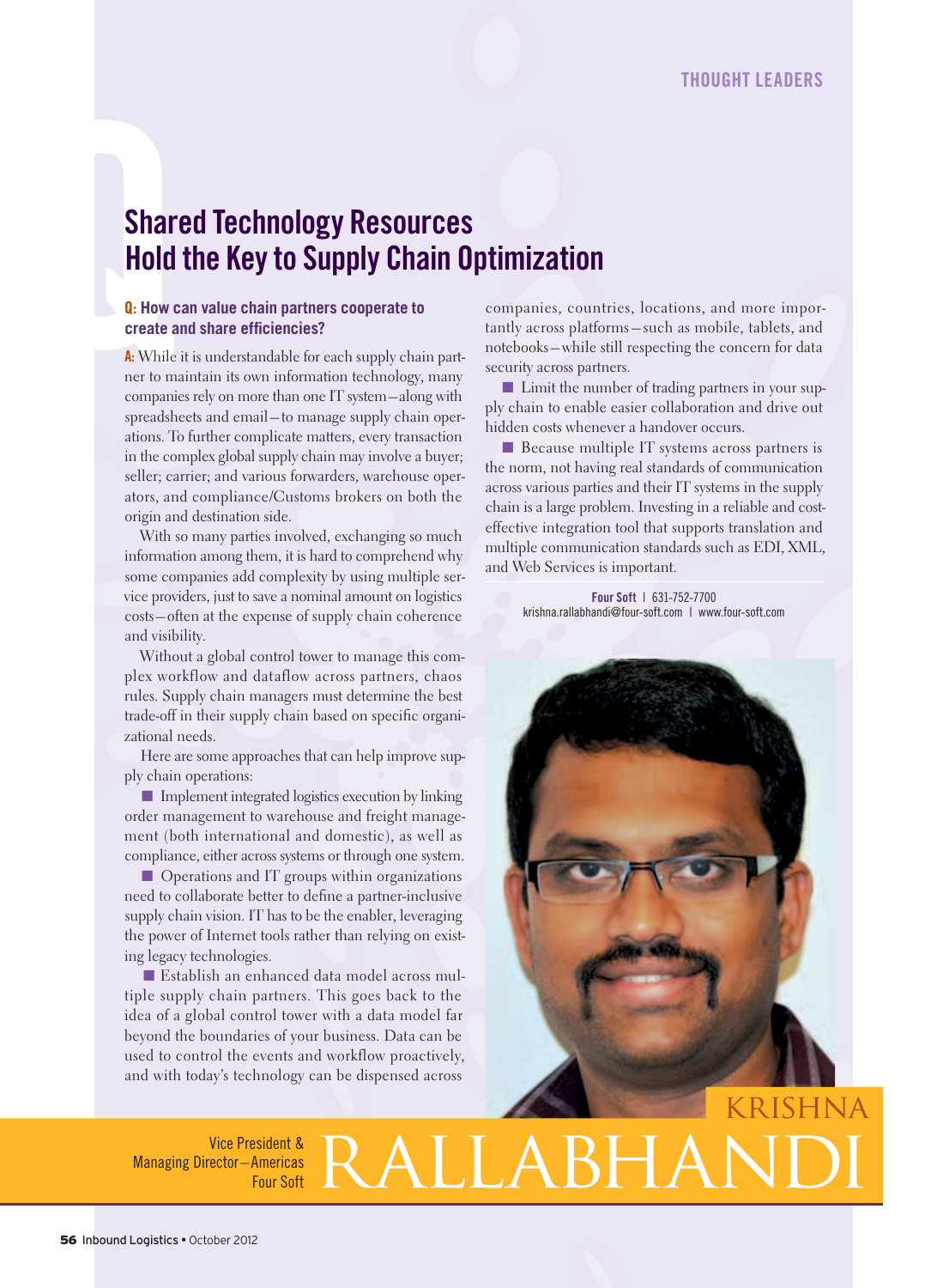# Shared Technology Resources Hold the Key to Supply Chain Optimization

**Q: How can value chain partners cooperate to create and share efficiencies?**

**A:** While it is understandable for each supply chain partner to maintain its own information technology, many companies rely on more than one IT system—along with spreadsheets and email—to manage supply chain operations. To further complicate matters, every transaction in the complex global supply chain may involve a buyer; seller; carrier; and various forwarders, warehouse operators, and compliance/Customs brokers on both the origin and destination side.

With so many parties involved, exchanging so much information among them, it is hard to comprehend why some companies add complexity by using multiple service providers, just to save a nominal amount on logistics costs—often at the expense of supply chain coherence and visibility.

Without a global control tower to manage this complex workflow and dataflow across partners, chaos rules. Supply chain managers must determine the best trade-off in their supply chain based on specific organizational needs.

Here are some approaches that can help improve supply chain operations:

- Implement integrated logistics execution by linking order management to warehouse and freight management (both international and domestic), as well as compliance, either across systems or through one system.
- Operations and IT groups within organizations need to collaborate better to define a partner-inclusive supply chain vision. IT has to be the enabler, leveraging the power of Internet tools rather than relying on existing legacy technologies.
- Establish an enhanced data model across multiple supply chain partners. This goes back to the idea of a global control tower with a data model far beyond the boundaries of your business. Data can be used to control the events and workflow proactively, and with today's technology can be dispensed across companies, countries, locations, and more importantly across platforms—such as mobile, tablets, and notebooks—while still respecting the concern for data security across partners.
- Limit the number of trading partners in your supply chain to enable easier collaboration and drive out hidden costs whenever a handover occurs.
- Because multiple IT systems across partners is the norm, not having real standards of communication across various parties and their IT systems in the supply chain is a large problem. Investing in a reliable and cost-effective integration tool that supports translation and multiple communication standards such as EDI, XML, and Web Services is important.

**Four Soft** | 631-752-7700
krishna.rallabhandi@four-soft.com | www.four-soft.com

KRISHNA RALLABHANDI

Vice President & Managing Director–Americas
Four Soft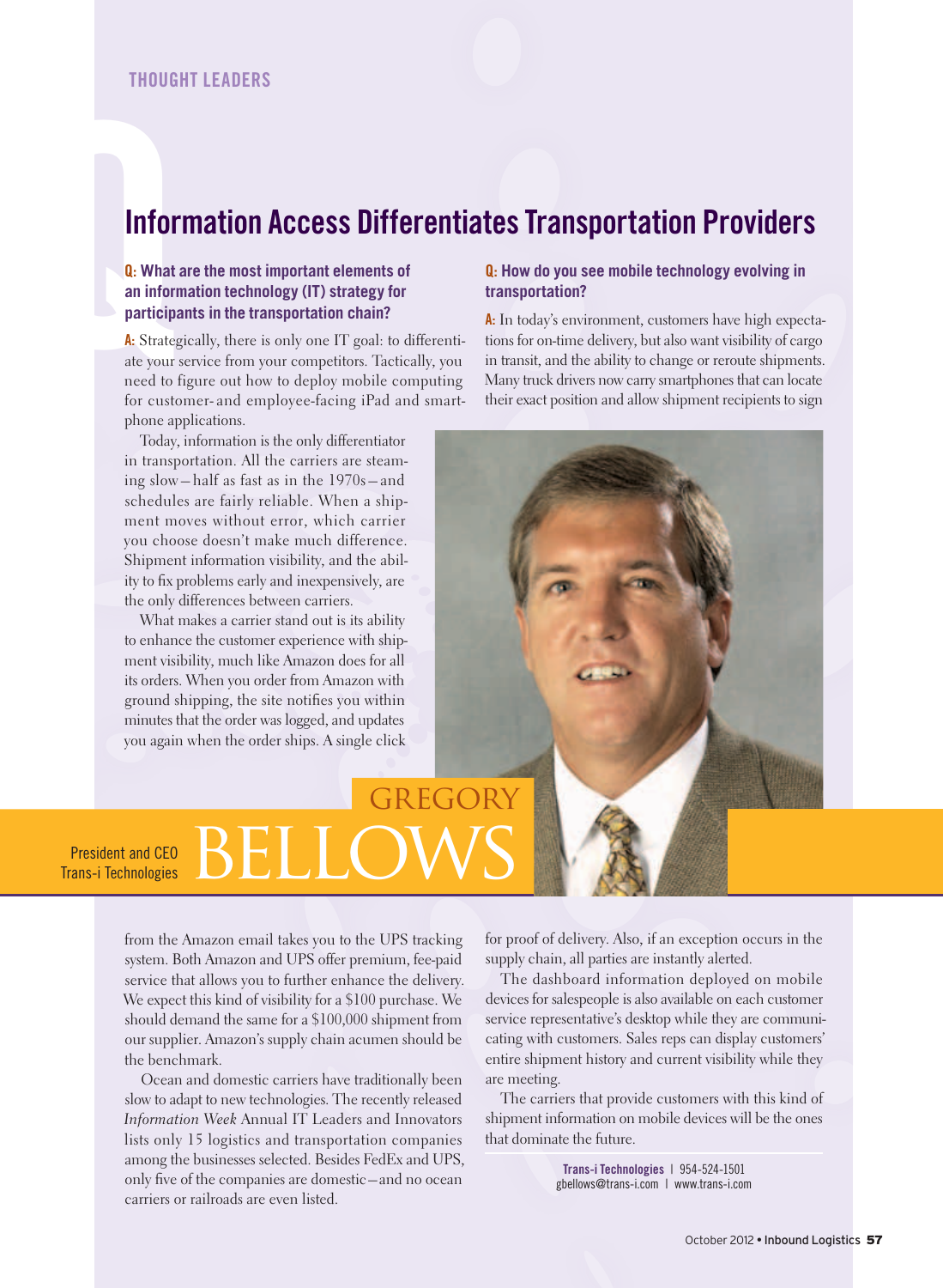THOUGHT LEADERS

# Information Access Differentiates Transportation Providers

**Q: What are the most important elements of an information technology (IT) strategy for participants in the transportation chain?**

**A:** Strategically, there is only one IT goal: to differentiate your service from your competitors. Tactically, you need to figure out how to deploy mobile computing for customer- and employee-facing iPad and smartphone applications.

Today, information is the only differentiator in transportation. All the carriers are steaming slow—half as fast as in the 1970s—and schedules are fairly reliable. When a shipment moves without error, which carrier you choose doesn't make much difference. Shipment information visibility, and the ability to fix problems early and inexpensively, are the only differences between carriers.

What makes a carrier stand out is its ability to enhance the customer experience with shipment visibility, much like Amazon does for all its orders. When you order from Amazon with ground shipping, the site notifies you within minutes that the order was logged, and updates you again when the order ships. A single click from the Amazon email takes you to the UPS tracking system. Both Amazon and UPS offer premium, fee-paid service that allows you to further enhance the delivery. We expect this kind of visibility for a $100 purchase. We should demand the same for a $100,000 shipment from our supplier. Amazon's supply chain acumen should be the benchmark.

Ocean and domestic carriers have traditionally been slow to adapt to new technologies. The recently released *Information Week* Annual IT Leaders and Innovators lists only 15 logistics and transportation companies among the businesses selected. Besides FedEx and UPS, only five of the companies are domestic—and no ocean carriers or railroads are even listed.

**Q: How do you see mobile technology evolving in transportation?**

**A:** In today's environment, customers have high expectations for on-time delivery, but also want visibility of cargo in transit, and the ability to change or reroute shipments. Many truck drivers now carry smartphones that can locate their exact position and allow shipment recipients to sign for proof of delivery. Also, if an exception occurs in the supply chain, all parties are instantly alerted.

The dashboard information deployed on mobile devices for salespeople is also available on each customer service representative's desktop while they are communicating with customers. Sales reps can display customers' entire shipment history and current visibility while they are meeting.

The carriers that provide customers with this kind of shipment information on mobile devices will be the ones that dominate the future.

GREGORY BELLOWS
President and CEO
Trans-i Technologies

**Trans-i Technologies** | 954-524-1501
gbellows@trans-i.com | www.trans-i.com